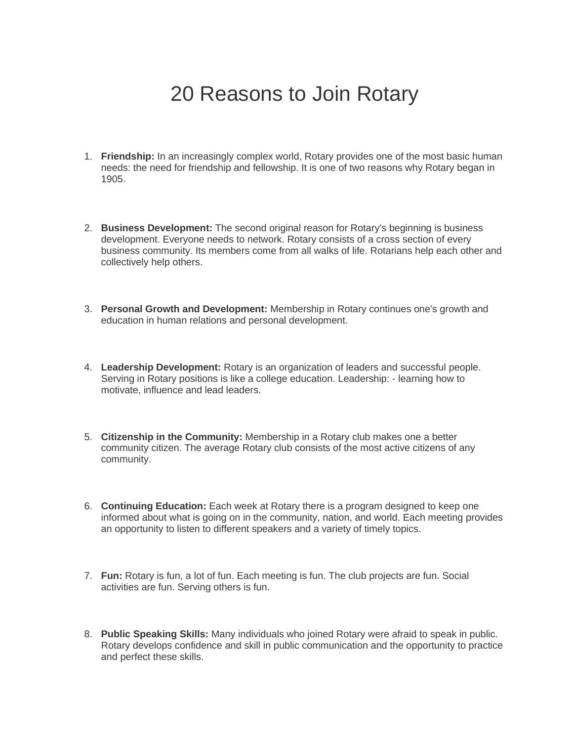# 20 Reasons to Join Rotary

1. **Friendship:** In an increasingly complex world, Rotary provides one of the most basic human needs: the need for friendship and fellowship. It is one of two reasons why Rotary began in 1905.

2. **Business Development:** The second original reason for Rotary's beginning is business development. Everyone needs to network. Rotary consists of a cross section of every business community. Its members come from all walks of life. Rotarians help each other and collectively help others.

3. **Personal Growth and Development:** Membership in Rotary continues one's growth and education in human relations and personal development.

4. **Leadership Development:** Rotary is an organization of leaders and successful people. Serving in Rotary positions is like a college education. Leadership: - learning how to motivate, influence and lead leaders.

5. **Citizenship in the Community:** Membership in a Rotary club makes one a better community citizen. The average Rotary club consists of the most active citizens of any community.

6. **Continuing Education:** Each week at Rotary there is a program designed to keep one informed about what is going on in the community, nation, and world. Each meeting provides an opportunity to listen to different speakers and a variety of timely topics.

7. **Fun:** Rotary is fun, a lot of fun. Each meeting is fun. The club projects are fun. Social activities are fun. Serving others is fun.

8. **Public Speaking Skills:** Many individuals who joined Rotary were afraid to speak in public. Rotary develops confidence and skill in public communication and the opportunity to practice and perfect these skills.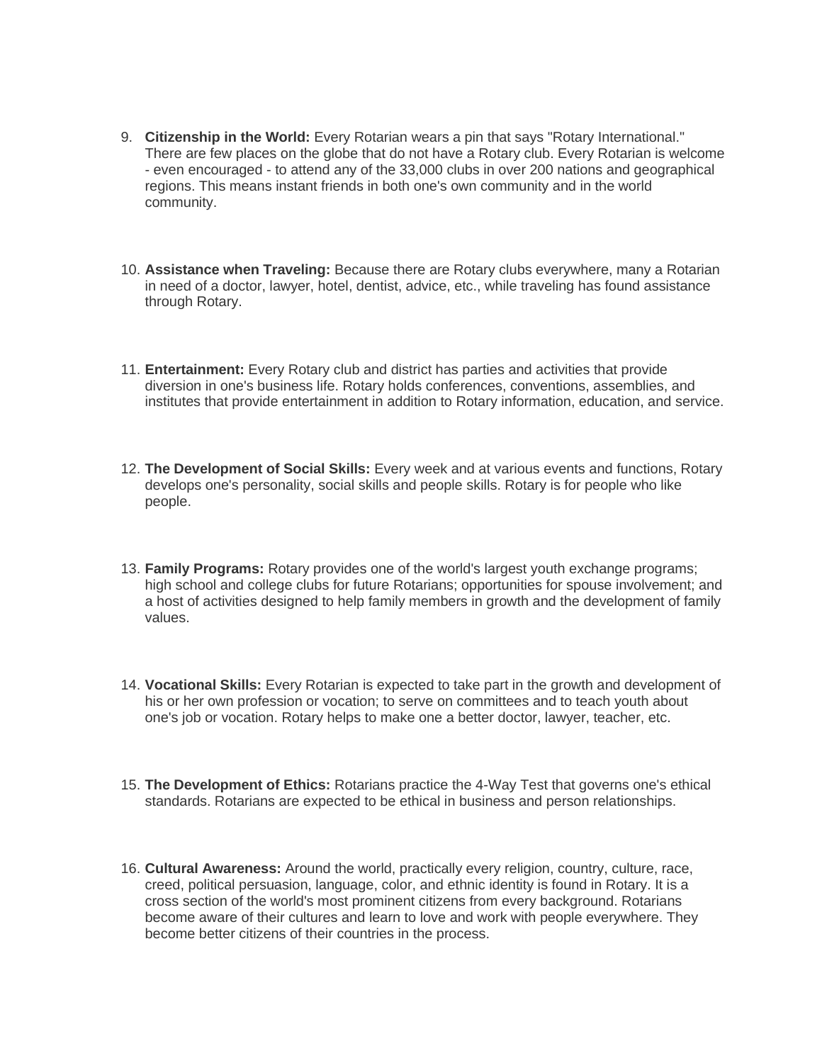9. **Citizenship in the World:** Every Rotarian wears a pin that says "Rotary International." There are few places on the globe that do not have a Rotary club. Every Rotarian is welcome - even encouraged - to attend any of the 33,000 clubs in over 200 nations and geographical regions. This means instant friends in both one's own community and in the world community.

10. **Assistance when Traveling:** Because there are Rotary clubs everywhere, many a Rotarian in need of a doctor, lawyer, hotel, dentist, advice, etc., while traveling has found assistance through Rotary.

11. **Entertainment:** Every Rotary club and district has parties and activities that provide diversion in one's business life. Rotary holds conferences, conventions, assemblies, and institutes that provide entertainment in addition to Rotary information, education, and service.

12. **The Development of Social Skills:** Every week and at various events and functions, Rotary develops one's personality, social skills and people skills. Rotary is for people who like people.

13. **Family Programs:** Rotary provides one of the world's largest youth exchange programs; high school and college clubs for future Rotarians; opportunities for spouse involvement; and a host of activities designed to help family members in growth and the development of family values.

14. **Vocational Skills:** Every Rotarian is expected to take part in the growth and development of his or her own profession or vocation; to serve on committees and to teach youth about one's job or vocation. Rotary helps to make one a better doctor, lawyer, teacher, etc.

15. **The Development of Ethics:** Rotarians practice the 4-Way Test that governs one's ethical standards. Rotarians are expected to be ethical in business and person relationships.

16. **Cultural Awareness:** Around the world, practically every religion, country, culture, race, creed, political persuasion, language, color, and ethnic identity is found in Rotary. It is a cross section of the world's most prominent citizens from every background. Rotarians become aware of their cultures and learn to love and work with people everywhere. They become better citizens of their countries in the process.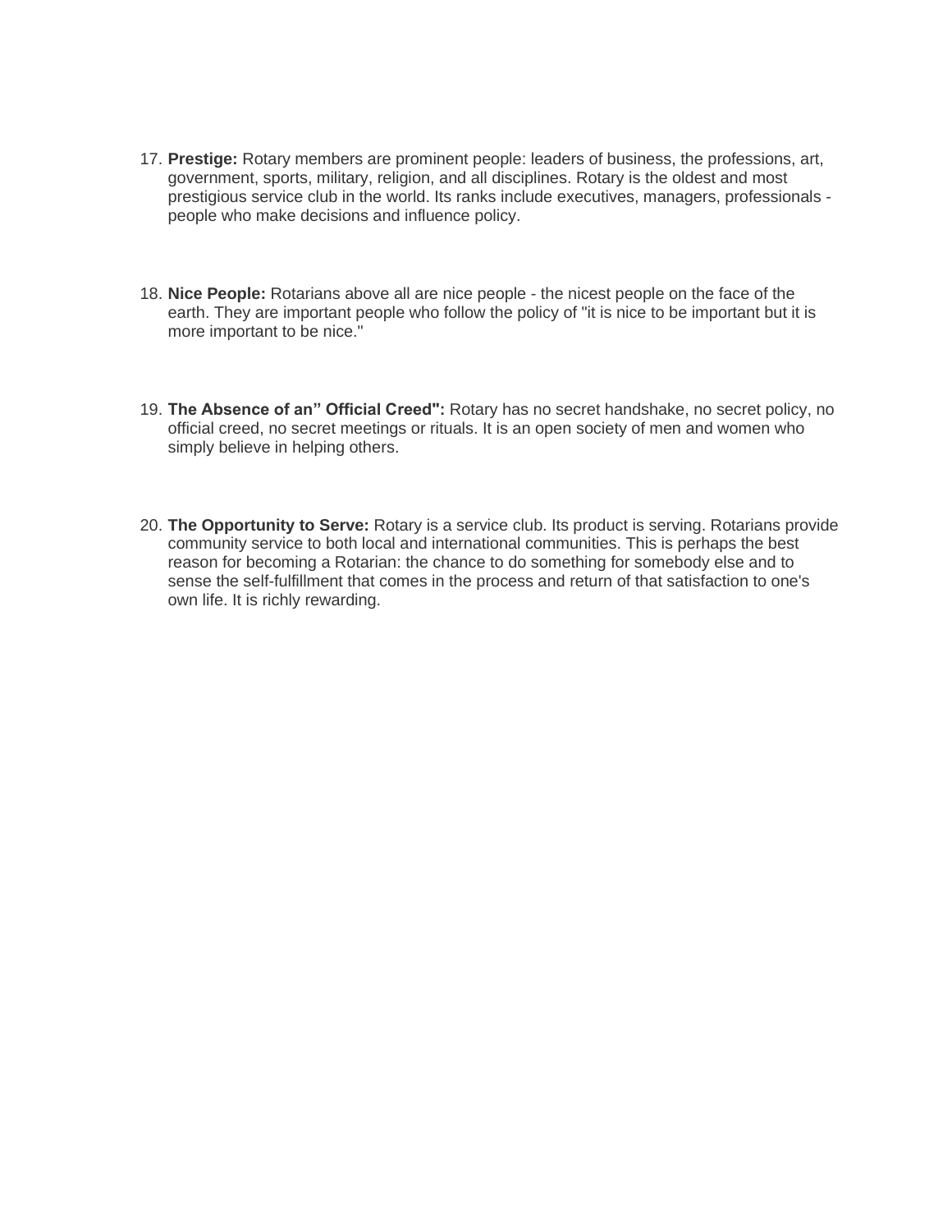17. **Prestige:** Rotary members are prominent people: leaders of business, the professions, art, government, sports, military, religion, and all disciplines. Rotary is the oldest and most prestigious service club in the world. Its ranks include executives, managers, professionals - people who make decisions and influence policy.

18. **Nice People:** Rotarians above all are nice people - the nicest people on the face of the earth. They are important people who follow the policy of "it is nice to be important but it is more important to be nice."

19. **The Absence of an" Official Creed":** Rotary has no secret handshake, no secret policy, no official creed, no secret meetings or rituals. It is an open society of men and women who simply believe in helping others.

20. **The Opportunity to Serve:** Rotary is a service club. Its product is serving. Rotarians provide community service to both local and international communities. This is perhaps the best reason for becoming a Rotarian: the chance to do something for somebody else and to sense the self-fulfillment that comes in the process and return of that satisfaction to one's own life. It is richly rewarding.